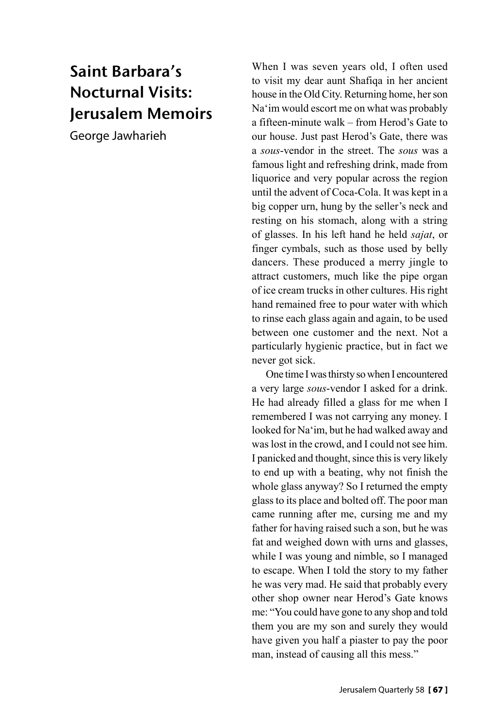# Saint Barbara's Nocturnal Visits: Jerusalem Memoirs

George Jawharieh

When I was seven years old, I often used to visit my dear aunt Shafiqa in her ancient house in the Old City. Returning home, her son Na'im would escort me on what was probably a fifteen-minute walk – from Herod's Gate to our house. Just past Herod's Gate, there was a *sous*-vendor in the street. The *sous* was a famous light and refreshing drink, made from liquorice and very popular across the region until the advent of Coca-Cola. It was kept in a big copper urn, hung by the seller's neck and resting on his stomach, along with a string of glasses. In his left hand he held *sajat*, or finger cymbals, such as those used by belly dancers. These produced a merry jingle to attract customers, much like the pipe organ of ice cream trucks in other cultures. His right hand remained free to pour water with which to rinse each glass again and again, to be used between one customer and the next. Not a particularly hygienic practice, but in fact we never got sick.

One time I was thirsty so when I encountered a very large *sous*-vendor I asked for a drink. He had already filled a glass for me when I remembered I was not carrying any money. I looked for Na'im, but he had walked away and was lost in the crowd, and I could not see him. I panicked and thought, since this is very likely to end up with a beating, why not finish the whole glass anyway? So I returned the empty glass to its place and bolted off. The poor man came running after me, cursing me and my father for having raised such a son, but he was fat and weighed down with urns and glasses, while I was young and nimble, so I managed to escape. When I told the story to my father he was very mad. He said that probably every other shop owner near Herod's Gate knows me: "You could have gone to any shop and told them you are my son and surely they would have given you half a piaster to pay the poor man, instead of causing all this mess."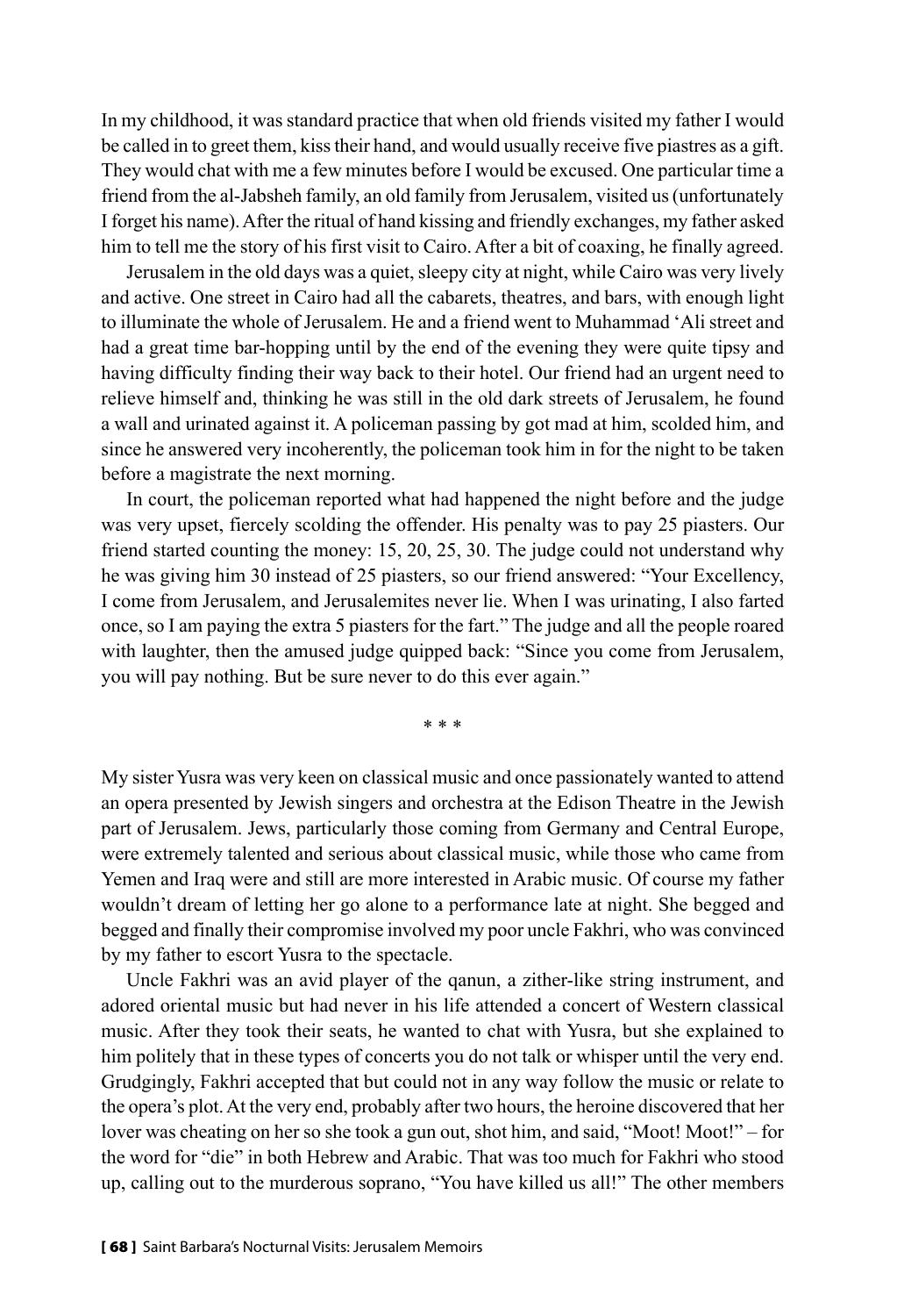In my childhood, it was standard practice that when old friends visited my father I would be called in to greet them, kiss their hand, and would usually receive five piastres as a gift. They would chat with me a few minutes before I would be excused. One particular time a friend from the al-Jabsheh family, an old family from Jerusalem, visited us (unfortunately I forget his name). After the ritual of hand kissing and friendly exchanges, my father asked him to tell me the story of his first visit to Cairo. After a bit of coaxing, he finally agreed.

Jerusalem in the old days was a quiet, sleepy city at night, while Cairo was very lively and active. One street in Cairo had all the cabarets, theatres, and bars, with enough light to illuminate the whole of Jerusalem. He and a friend went to Muhammad 'Ali street and had a great time bar-hopping until by the end of the evening they were quite tipsy and having difficulty finding their way back to their hotel. Our friend had an urgent need to relieve himself and, thinking he was still in the old dark streets of Jerusalem, he found a wall and urinated against it. A policeman passing by got mad at him, scolded him, and since he answered very incoherently, the policeman took him in for the night to be taken before a magistrate the next morning.

In court, the policeman reported what had happened the night before and the judge was very upset, fiercely scolding the offender. His penalty was to pay 25 piasters. Our friend started counting the money: 15, 20, 25, 30. The judge could not understand why he was giving him 30 instead of 25 piasters, so our friend answered: "Your Excellency, I come from Jerusalem, and Jerusalemites never lie. When I was urinating, I also farted once, so I am paying the extra 5 piasters for the fart." The judge and all the people roared with laughter, then the amused judge quipped back: "Since you come from Jerusalem, you will pay nothing. But be sure never to do this ever again."

\* \* \*

My sister Yusra was very keen on classical music and once passionately wanted to attend an opera presented by Jewish singers and orchestra at the Edison Theatre in the Jewish part of Jerusalem. Jews, particularly those coming from Germany and Central Europe, were extremely talented and serious about classical music, while those who came from Yemen and Iraq were and still are more interested in Arabic music. Of course my father wouldn't dream of letting her go alone to a performance late at night. She begged and begged and finally their compromise involved my poor uncle Fakhri, who was convinced by my father to escort Yusra to the spectacle.

Uncle Fakhri was an avid player of the qanun, a zither-like string instrument, and adored oriental music but had never in his life attended a concert of Western classical music. After they took their seats, he wanted to chat with Yusra, but she explained to him politely that in these types of concerts you do not talk or whisper until the very end. Grudgingly, Fakhri accepted that but could not in any way follow the music or relate to the opera's plot. At the very end, probably after two hours, the heroine discovered that her lover was cheating on her so she took a gun out, shot him, and said, "Moot! Moot!" – for the word for "die" in both Hebrew and Arabic. That was too much for Fakhri who stood up, calling out to the murderous soprano, "You have killed us all!" The other members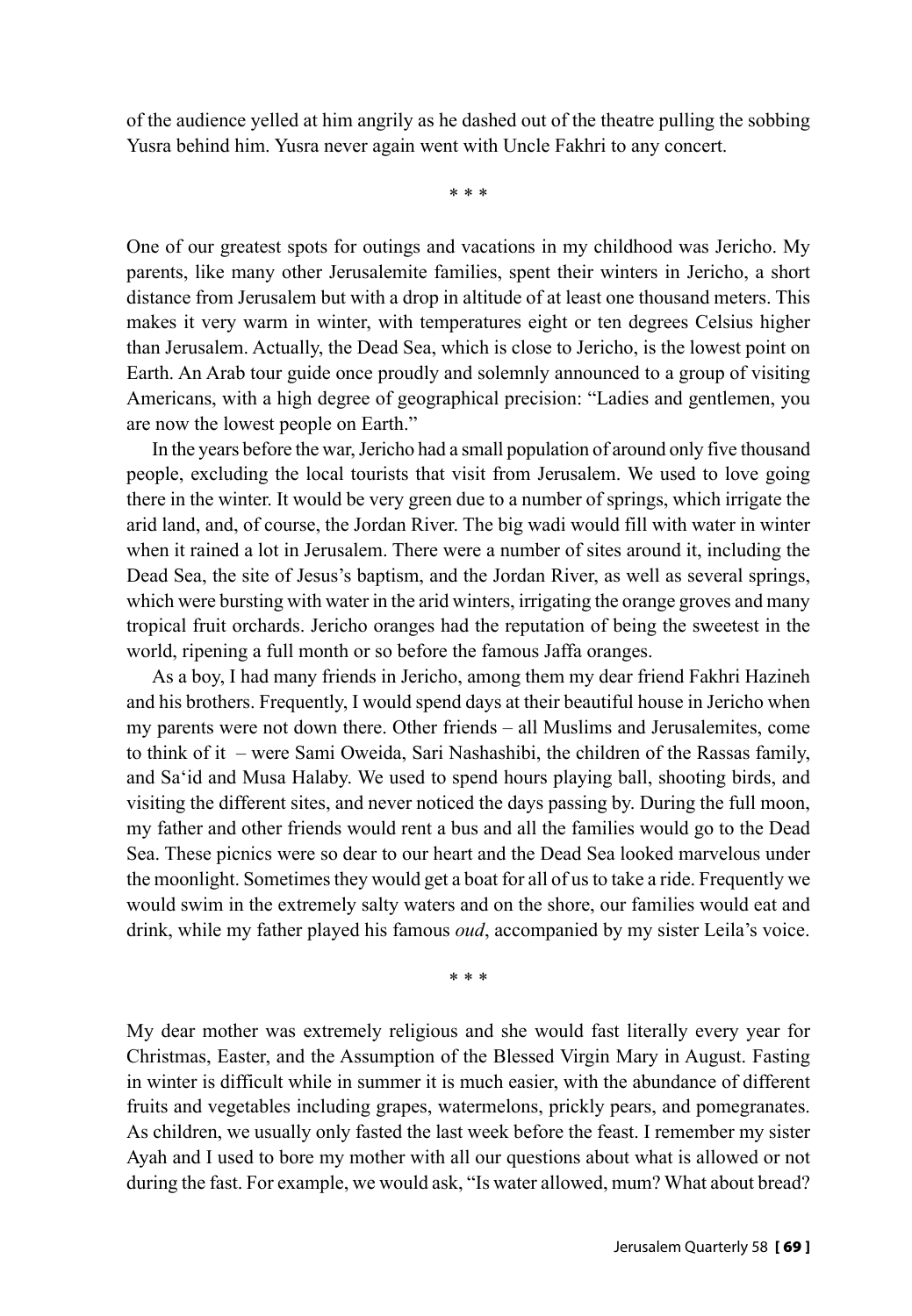of the audience yelled at him angrily as he dashed out of the theatre pulling the sobbing Yusra behind him. Yusra never again went with Uncle Fakhri to any concert.

\* \* \*

One of our greatest spots for outings and vacations in my childhood was Jericho. My parents, like many other Jerusalemite families, spent their winters in Jericho, a short distance from Jerusalem but with a drop in altitude of at least one thousand meters. This makes it very warm in winter, with temperatures eight or ten degrees Celsius higher than Jerusalem. Actually, the Dead Sea, which is close to Jericho, is the lowest point on Earth. An Arab tour guide once proudly and solemnly announced to a group of visiting Americans, with a high degree of geographical precision: "Ladies and gentlemen, you are now the lowest people on Earth."

In the years before the war, Jericho had a small population of around only five thousand people, excluding the local tourists that visit from Jerusalem. We used to love going there in the winter. It would be very green due to a number of springs, which irrigate the arid land, and, of course, the Jordan River. The big wadi would fill with water in winter when it rained a lot in Jerusalem. There were a number of sites around it, including the Dead Sea, the site of Jesus's baptism, and the Jordan River, as well as several springs, which were bursting with water in the arid winters, irrigating the orange groves and many tropical fruit orchards. Jericho oranges had the reputation of being the sweetest in the world, ripening a full month or so before the famous Jaffa oranges.

As a boy, I had many friends in Jericho, among them my dear friend Fakhri Hazineh and his brothers. Frequently, I would spend days at their beautiful house in Jericho when my parents were not down there. Other friends – all Muslims and Jerusalemites, come to think of it – were Sami Oweida, Sari Nashashibi, the children of the Rassas family, and Sa'id and Musa Halaby. We used to spend hours playing ball, shooting birds, and visiting the different sites, and never noticed the days passing by. During the full moon, my father and other friends would rent a bus and all the families would go to the Dead Sea. These picnics were so dear to our heart and the Dead Sea looked marvelous under the moonlight. Sometimes they would get a boat for all of us to take a ride. Frequently we would swim in the extremely salty waters and on the shore, our families would eat and drink, while my father played his famous *oud*, accompanied by my sister Leila's voice.

\* \* \*

My dear mother was extremely religious and she would fast literally every year for Christmas, Easter, and the Assumption of the Blessed Virgin Mary in August. Fasting in winter is difficult while in summer it is much easier, with the abundance of different fruits and vegetables including grapes, watermelons, prickly pears, and pomegranates. As children, we usually only fasted the last week before the feast. I remember my sister Ayah and I used to bore my mother with all our questions about what is allowed or not during the fast. For example, we would ask, "Is water allowed, mum? What about bread?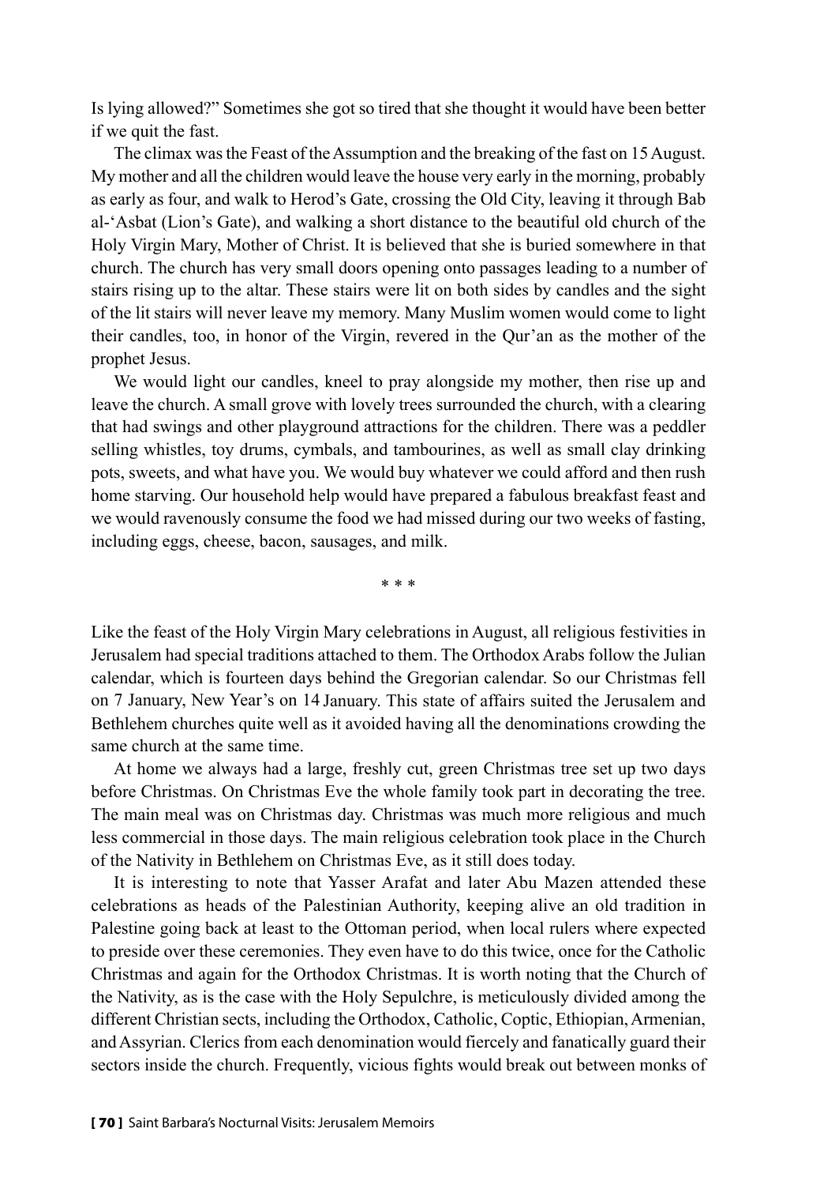Is lying allowed?" Sometimes she got so tired that she thought it would have been better if we quit the fast.

The climax was the Feast of the Assumption and the breaking of the fast on 15 August. My mother and all the children would leave the house very early in the morning, probably as early as four, and walk to Herod's Gate, crossing the Old City, leaving it through Bab al-'Asbat (Lion's Gate), and walking a short distance to the beautiful old church of the Holy Virgin Mary, Mother of Christ. It is believed that she is buried somewhere in that church. The church has very small doors opening onto passages leading to a number of stairs rising up to the altar. These stairs were lit on both sides by candles and the sight of the lit stairs will never leave my memory. Many Muslim women would come to light their candles, too, in honor of the Virgin, revered in the Qur'an as the mother of the prophet Jesus.

We would light our candles, kneel to pray alongside my mother, then rise up and leave the church. A small grove with lovely trees surrounded the church, with a clearing that had swings and other playground attractions for the children. There was a peddler selling whistles, toy drums, cymbals, and tambourines, as well as small clay drinking pots, sweets, and what have you. We would buy whatever we could afford and then rush home starving. Our household help would have prepared a fabulous breakfast feast and we would ravenously consume the food we had missed during our two weeks of fasting, including eggs, cheese, bacon, sausages, and milk.

* * *

Like the feast of the Holy Virgin Mary celebrations in August, all religious festivities in Jerusalem had special traditions attached to them. The Orthodox Arabs follow the Julian calendar, which is fourteen days behind the Gregorian calendar. So our Christmas fell on 7 January, New Year's on 14 January. This state of affairs suited the Jerusalem and Bethlehem churches quite well as it avoided having all the denominations crowding the same church at the same time.

At home we always had a large, freshly cut, green Christmas tree set up two days before Christmas. On Christmas Eve the whole family took part in decorating the tree. The main meal was on Christmas day. Christmas was much more religious and much less commercial in those days. The main religious celebration took place in the Church of the Nativity in Bethlehem on Christmas Eve, as it still does today.

It is interesting to note that Yasser Arafat and later Abu Mazen attended these celebrations as heads of the Palestinian Authority, keeping alive an old tradition in Palestine going back at least to the Ottoman period, when local rulers where expected to preside over these ceremonies. They even have to do this twice, once for the Catholic Christmas and again for the Orthodox Christmas. It is worth noting that the Church of the Nativity, as is the case with the Holy Sepulchre, is meticulously divided among the different Christian sects, including the Orthodox, Catholic, Coptic, Ethiopian, Armenian, and Assyrian. Clerics from each denomination would fiercely and fanatically guard their sectors inside the church. Frequently, vicious fights would break out between monks of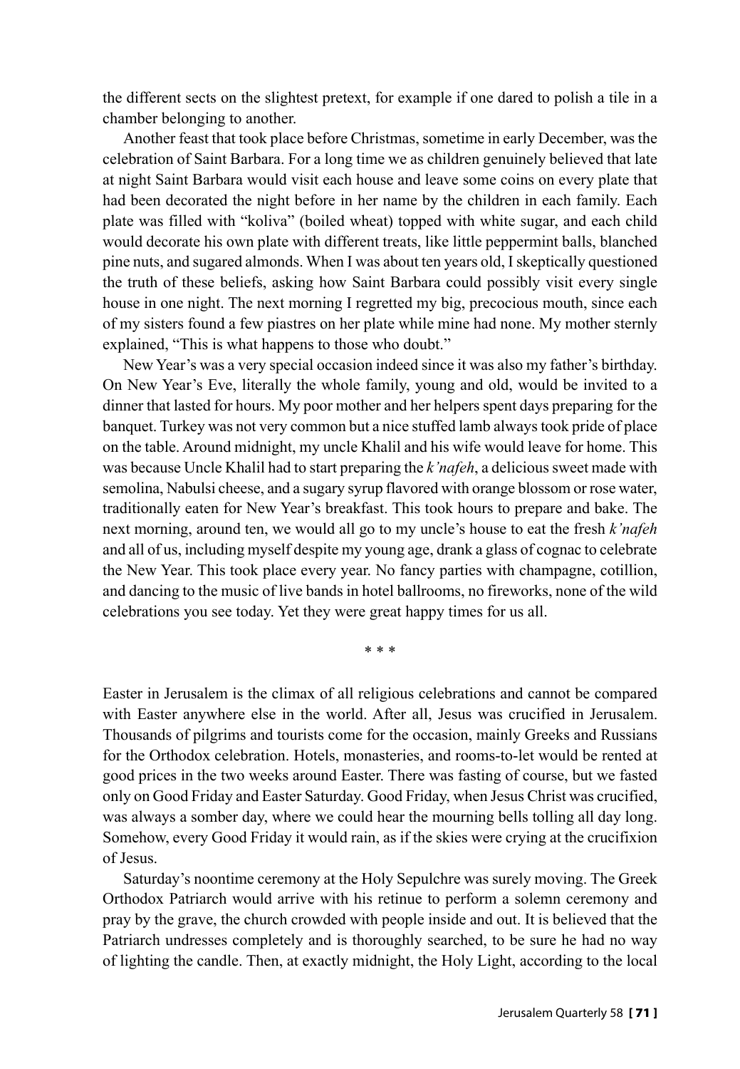the different sects on the slightest pretext, for example if one dared to polish a tile in a chamber belonging to another.

Another feast that took place before Christmas, sometime in early December, was the celebration of Saint Barbara. For a long time we as children genuinely believed that late at night Saint Barbara would visit each house and leave some coins on every plate that had been decorated the night before in her name by the children in each family. Each plate was filled with "koliva" (boiled wheat) topped with white sugar, and each child would decorate his own plate with different treats, like little peppermint balls, blanched pine nuts, and sugared almonds. When I was about ten years old, I skeptically questioned the truth of these beliefs, asking how Saint Barbara could possibly visit every single house in one night. The next morning I regretted my big, precocious mouth, since each of my sisters found a few piastres on her plate while mine had none. My mother sternly explained, "This is what happens to those who doubt."

New Year's was a very special occasion indeed since it was also my father's birthday. On New Year's Eve, literally the whole family, young and old, would be invited to a dinner that lasted for hours. My poor mother and her helpers spent days preparing for the banquet. Turkey was not very common but a nice stuffed lamb always took pride of place on the table. Around midnight, my uncle Khalil and his wife would leave for home. This was because Uncle Khalil had to start preparing the *k'nafeh*, a delicious sweet made with semolina, Nabulsi cheese, and a sugary syrup flavored with orange blossom or rose water, traditionally eaten for New Year's breakfast. This took hours to prepare and bake. The next morning, around ten, we would all go to my uncle's house to eat the fresh *k'nafeh* and all of us, including myself despite my young age, drank a glass of cognac to celebrate the New Year. This took place every year. No fancy parties with champagne, cotillion, and dancing to the music of live bands in hotel ballrooms, no fireworks, none of the wild celebrations you see today. Yet they were great happy times for us all.

\* \* \*

Easter in Jerusalem is the climax of all religious celebrations and cannot be compared with Easter anywhere else in the world. After all, Jesus was crucified in Jerusalem. Thousands of pilgrims and tourists come for the occasion, mainly Greeks and Russians for the Orthodox celebration. Hotels, monasteries, and rooms-to-let would be rented at good prices in the two weeks around Easter. There was fasting of course, but we fasted only on Good Friday and Easter Saturday. Good Friday, when Jesus Christ was crucified, was always a somber day, where we could hear the mourning bells tolling all day long. Somehow, every Good Friday it would rain, as if the skies were crying at the crucifixion of Jesus.

Saturday's noontime ceremony at the Holy Sepulchre was surely moving. The Greek Orthodox Patriarch would arrive with his retinue to perform a solemn ceremony and pray by the grave, the church crowded with people inside and out. It is believed that the Patriarch undresses completely and is thoroughly searched, to be sure he had no way of lighting the candle. Then, at exactly midnight, the Holy Light, according to the local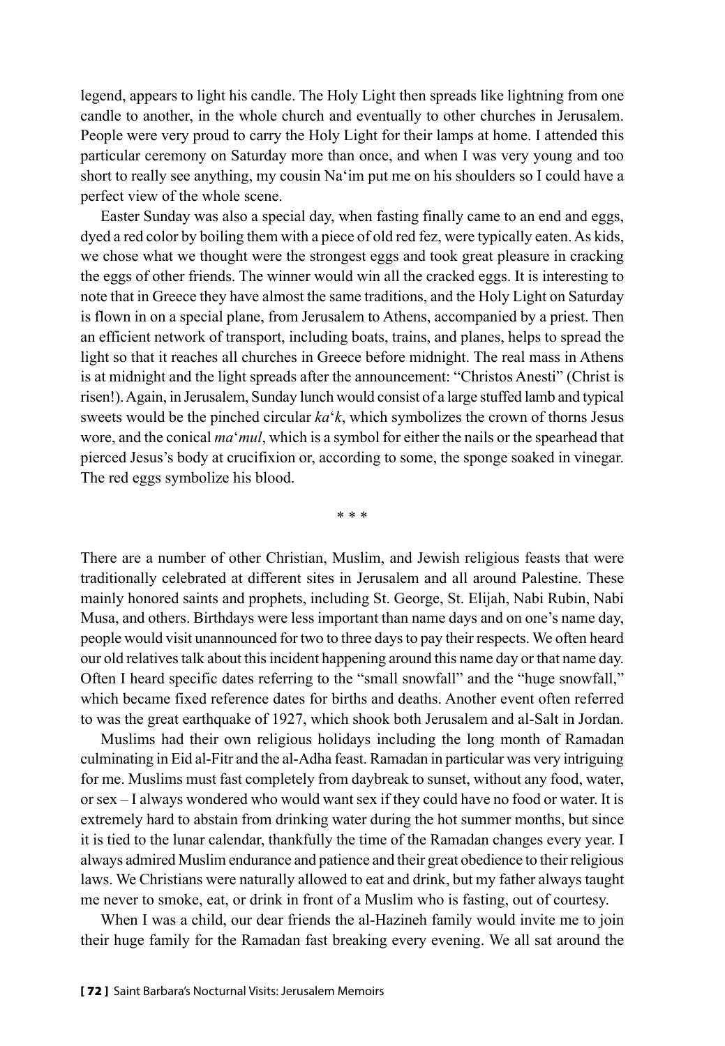legend, appears to light his candle. The Holy Light then spreads like lightning from one candle to another, in the whole church and eventually to other churches in Jerusalem. People were very proud to carry the Holy Light for their lamps at home. I attended this particular ceremony on Saturday more than once, and when I was very young and too short to really see anything, my cousin Na'im put me on his shoulders so I could have a perfect view of the whole scene.

Easter Sunday was also a special day, when fasting finally came to an end and eggs, dyed a red color by boiling them with a piece of old red fez, were typically eaten. As kids, we chose what we thought were the strongest eggs and took great pleasure in cracking the eggs of other friends. The winner would win all the cracked eggs. It is interesting to note that in Greece they have almost the same traditions, and the Holy Light on Saturday is flown in on a special plane, from Jerusalem to Athens, accompanied by a priest. Then an efficient network of transport, including boats, trains, and planes, helps to spread the light so that it reaches all churches in Greece before midnight. The real mass in Athens is at midnight and the light spreads after the announcement: "Christos Anesti" (Christ is risen!). Again, in Jerusalem, Sunday lunch would consist of a large stuffed lamb and typical sweets would be the pinched circular *ka'k*, which symbolizes the crown of thorns Jesus wore, and the conical *ma'mul*, which is a symbol for either the nails or the spearhead that pierced Jesus's body at crucifixion or, according to some, the sponge soaked in vinegar. The red eggs symbolize his blood.

\* \* \*

There are a number of other Christian, Muslim, and Jewish religious feasts that were traditionally celebrated at different sites in Jerusalem and all around Palestine. These mainly honored saints and prophets, including St. George, St. Elijah, Nabi Rubin, Nabi Musa, and others. Birthdays were less important than name days and on one's name day, people would visit unannounced for two to three days to pay their respects. We often heard our old relatives talk about this incident happening around this name day or that name day. Often I heard specific dates referring to the "small snowfall" and the "huge snowfall," which became fixed reference dates for births and deaths. Another event often referred to was the great earthquake of 1927, which shook both Jerusalem and al-Salt in Jordan.

Muslims had their own religious holidays including the long month of Ramadan culminating in Eid al-Fitr and the al-Adha feast. Ramadan in particular was very intriguing for me. Muslims must fast completely from daybreak to sunset, without any food, water, or sex – I always wondered who would want sex if they could have no food or water. It is extremely hard to abstain from drinking water during the hot summer months, but since it is tied to the lunar calendar, thankfully the time of the Ramadan changes every year. I always admired Muslim endurance and patience and their great obedience to their religious laws. We Christians were naturally allowed to eat and drink, but my father always taught me never to smoke, eat, or drink in front of a Muslim who is fasting, out of courtesy.

When I was a child, our dear friends the al-Hazineh family would invite me to join their huge family for the Ramadan fast breaking every evening. We all sat around the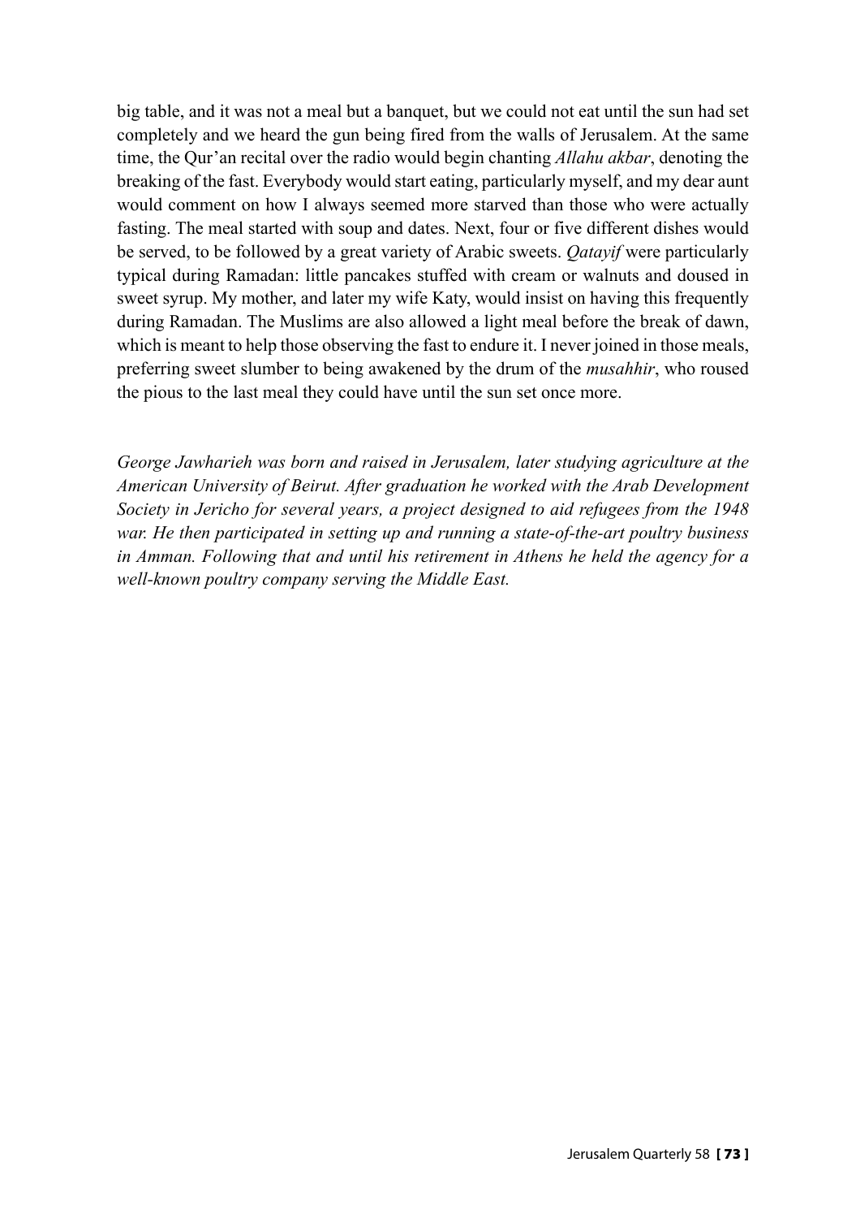big table, and it was not a meal but a banquet, but we could not eat until the sun had set completely and we heard the gun being fired from the walls of Jerusalem. At the same time, the Qur'an recital over the radio would begin chanting *Allahu akbar*, denoting the breaking of the fast. Everybody would start eating, particularly myself, and my dear aunt would comment on how I always seemed more starved than those who were actually fasting. The meal started with soup and dates. Next, four or five different dishes would be served, to be followed by a great variety of Arabic sweets. *Qatayif* were particularly typical during Ramadan: little pancakes stuffed with cream or walnuts and doused in sweet syrup. My mother, and later my wife Katy, would insist on having this frequently during Ramadan. The Muslims are also allowed a light meal before the break of dawn, which is meant to help those observing the fast to endure it. I never joined in those meals, preferring sweet slumber to being awakened by the drum of the *musahhir*, who roused the pious to the last meal they could have until the sun set once more.

*George Jawharieh was born and raised in Jerusalem, later studying agriculture at the American University of Beirut. After graduation he worked with the Arab Development Society in Jericho for several years, a project designed to aid refugees from the 1948 war. He then participated in setting up and running a state-of-the-art poultry business in Amman. Following that and until his retirement in Athens he held the agency for a well-known poultry company serving the Middle East.*